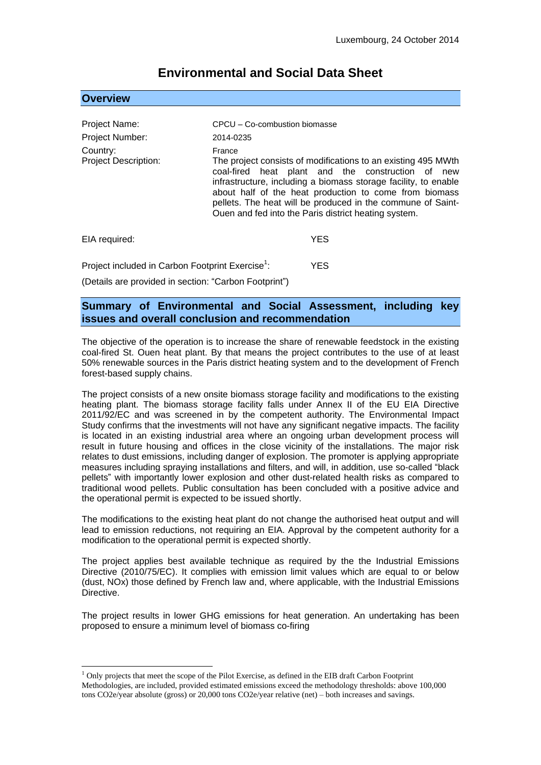Luxembourg, 24 October 2014

# Environmental and Social Data Sheet

## Overview

| | |
|---|---|
| Project Name: | CPCU – Co-combustion biomasse |
| Project Number: | 2014-0235 |
| Country: | France |
| Project Description: | The project consists of modifications to an existing 495 MWth coal-fired heat plant and the construction of new infrastructure, including a biomass storage facility, to enable about half of the heat production to come from biomass pellets. The heat will be produced in the commune of Saint-Ouen and fed into the Paris district heating system. |

EIA required: YES

Project included in Carbon Footprint Exercise[1]: YES

(Details are provided in section: "Carbon Footprint")

## Summary of Environmental and Social Assessment, including key issues and overall conclusion and recommendation

The objective of the operation is to increase the share of renewable feedstock in the existing coal-fired St. Ouen heat plant. By that means the project contributes to the use of at least 50% renewable sources in the Paris district heating system and to the development of French forest-based supply chains.

The project consists of a new onsite biomass storage facility and modifications to the existing heating plant. The biomass storage facility falls under Annex II of the EU EIA Directive 2011/92/EC and was screened in by the competent authority. The Environmental Impact Study confirms that the investments will not have any significant negative impacts. The facility is located in an existing industrial area where an ongoing urban development process will result in future housing and offices in the close vicinity of the installations. The major risk relates to dust emissions, including danger of explosion. The promoter is applying appropriate measures including spraying installations and filters, and will, in addition, use so-called "black pellets" with importantly lower explosion and other dust-related health risks as compared to traditional wood pellets. Public consultation has been concluded with a positive advice and the operational permit is expected to be issued shortly.

The modifications to the existing heat plant do not change the authorised heat output and will lead to emission reductions, not requiring an EIA. Approval by the competent authority for a modification to the operational permit is expected shortly.

The project applies best available technique as required by the the Industrial Emissions Directive (2010/75/EC). It complies with emission limit values which are equal to or below (dust, NOx) those defined by French law and, where applicable, with the Industrial Emissions Directive.

The project results in lower GHG emissions for heat generation. An undertaking has been proposed to ensure a minimum level of biomass co-firing

---

[1] Only projects that meet the scope of the Pilot Exercise, as defined in the EIB draft Carbon Footprint Methodologies, are included, provided estimated emissions exceed the methodology thresholds: above 100,000 tons CO2e/year absolute (gross) or 20,000 tons CO2e/year relative (net) – both increases and savings.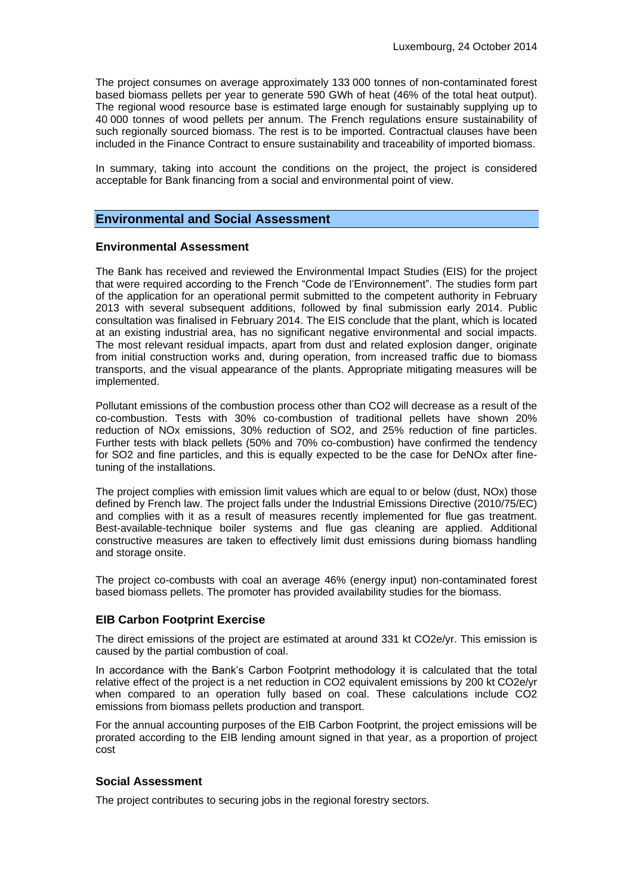Luxembourg, 24 October 2014

The project consumes on average approximately 133 000 tonnes of non-contaminated forest based biomass pellets per year to generate 590 GWh of heat (46% of the total heat output). The regional wood resource base is estimated large enough for sustainably supplying up to 40 000 tonnes of wood pellets per annum. The French regulations ensure sustainability of such regionally sourced biomass. The rest is to be imported. Contractual clauses have been included in the Finance Contract to ensure sustainability and traceability of imported biomass.

In summary, taking into account the conditions on the project, the project is considered acceptable for Bank financing from a social and environmental point of view.

## Environmental and Social Assessment

### Environmental Assessment

The Bank has received and reviewed the Environmental Impact Studies (EIS) for the project that were required according to the French "Code de l'Environnement". The studies form part of the application for an operational permit submitted to the competent authority in February 2013 with several subsequent additions, followed by final submission early 2014. Public consultation was finalised in February 2014. The EIS conclude that the plant, which is located at an existing industrial area, has no significant negative environmental and social impacts. The most relevant residual impacts, apart from dust and related explosion danger, originate from initial construction works and, during operation, from increased traffic due to biomass transports, and the visual appearance of the plants. Appropriate mitigating measures will be implemented.

Pollutant emissions of the combustion process other than $CO_2$ will decrease as a result of the co-combustion. Tests with 30% co-combustion of traditional pellets have shown 20% reduction of $NO_x$ emissions, 30% reduction of $SO_2$, and 25% reduction of fine particles. Further tests with black pellets (50% and 70% co-combustion) have confirmed the tendency for $SO_2$ and fine particles, and this is equally expected to be the case for $DeNO_x$ after fine-tuning of the installations.

The project complies with emission limit values which are equal to or below (dust, $NO_x$) those defined by French law. The project falls under the Industrial Emissions Directive (2010/75/EC) and complies with it as a result of measures recently implemented for flue gas treatment. Best-available-technique boiler systems and flue gas cleaning are applied. Additional constructive measures are taken to effectively limit dust emissions during biomass handling and storage onsite.

The project co-combusts with coal an average 46% (energy input) non-contaminated forest based biomass pellets. The promoter has provided availability studies for the biomass.

### EIB Carbon Footprint Exercise

The direct emissions of the project are estimated at around 331 kt $CO_2e$/yr. This emission is caused by the partial combustion of coal.

In accordance with the Bank's Carbon Footprint methodology it is calculated that the total relative effect of the project is a net reduction in $CO_2$ equivalent emissions by 200 kt $CO_2e$/yr when compared to an operation fully based on coal. These calculations include $CO_2$ emissions from biomass pellets production and transport.

For the annual accounting purposes of the EIB Carbon Footprint, the project emissions will be prorated according to the EIB lending amount signed in that year, as a proportion of project cost

### Social Assessment

The project contributes to securing jobs in the regional forestry sectors.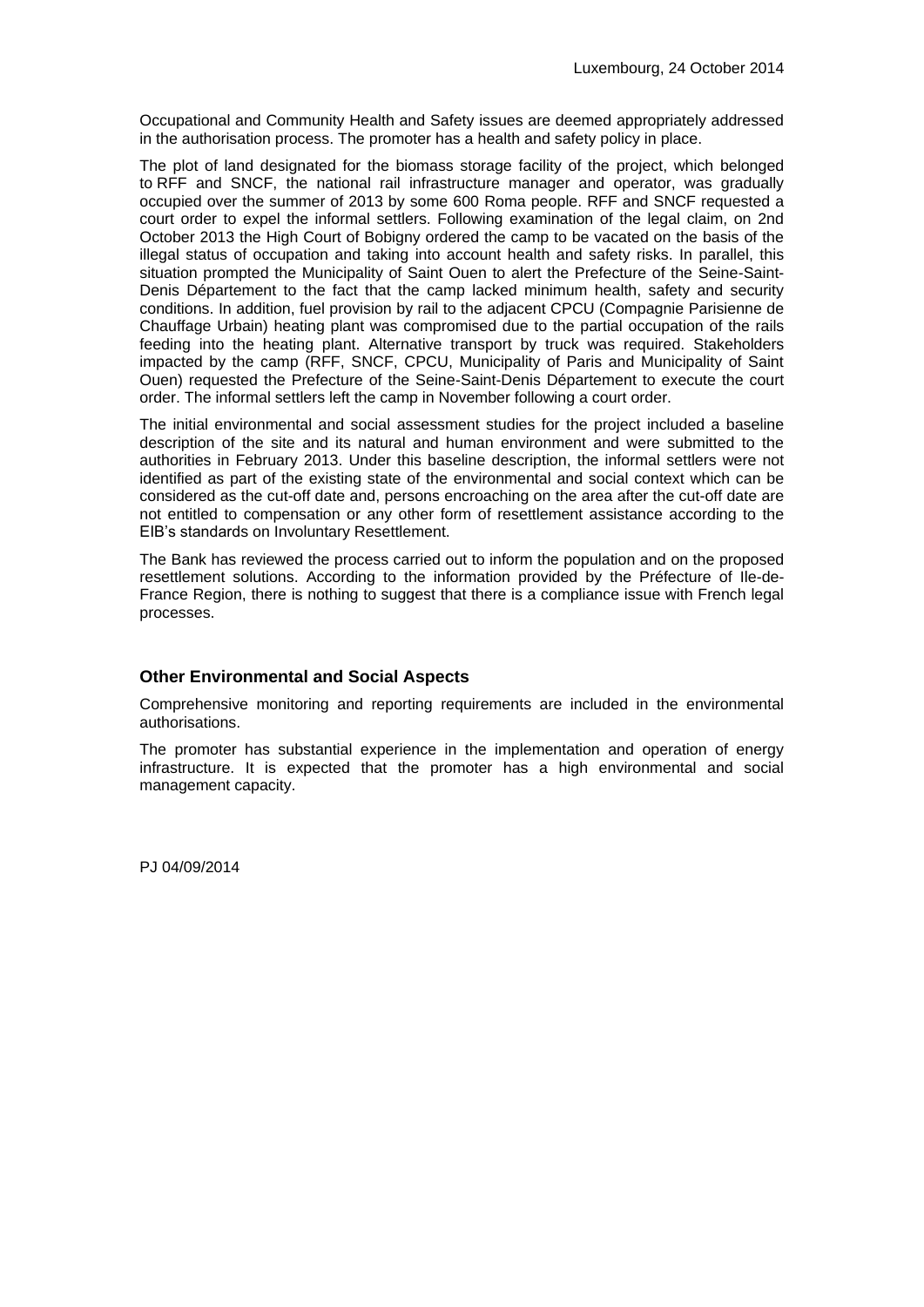Luxembourg, 24 October 2014

Occupational and Community Health and Safety issues are deemed appropriately addressed in the authorisation process. The promoter has a health and safety policy in place.

The plot of land designated for the biomass storage facility of the project, which belonged to RFF and SNCF, the national rail infrastructure manager and operator, was gradually occupied over the summer of 2013 by some 600 Roma people. RFF and SNCF requested a court order to expel the informal settlers. Following examination of the legal claim, on 2nd October 2013 the High Court of Bobigny ordered the camp to be vacated on the basis of the illegal status of occupation and taking into account health and safety risks. In parallel, this situation prompted the Municipality of Saint Ouen to alert the Prefecture of the Seine-Saint-Denis Département to the fact that the camp lacked minimum health, safety and security conditions. In addition, fuel provision by rail to the adjacent CPCU (Compagnie Parisienne de Chauffage Urbain) heating plant was compromised due to the partial occupation of the rails feeding into the heating plant. Alternative transport by truck was required. Stakeholders impacted by the camp (RFF, SNCF, CPCU, Municipality of Paris and Municipality of Saint Ouen) requested the Prefecture of the Seine-Saint-Denis Département to execute the court order. The informal settlers left the camp in November following a court order.

The initial environmental and social assessment studies for the project included a baseline description of the site and its natural and human environment and were submitted to the authorities in February 2013. Under this baseline description, the informal settlers were not identified as part of the existing state of the environmental and social context which can be considered as the cut-off date and, persons encroaching on the area after the cut-off date are not entitled to compensation or any other form of resettlement assistance according to the EIB's standards on Involuntary Resettlement.

The Bank has reviewed the process carried out to inform the population and on the proposed resettlement solutions. According to the information provided by the Préfecture of Ile-de-France Region, there is nothing to suggest that there is a compliance issue with French legal processes.

### Other Environmental and Social Aspects

Comprehensive monitoring and reporting requirements are included in the environmental authorisations.

The promoter has substantial experience in the implementation and operation of energy infrastructure. It is expected that the promoter has a high environmental and social management capacity.

PJ 04/09/2014